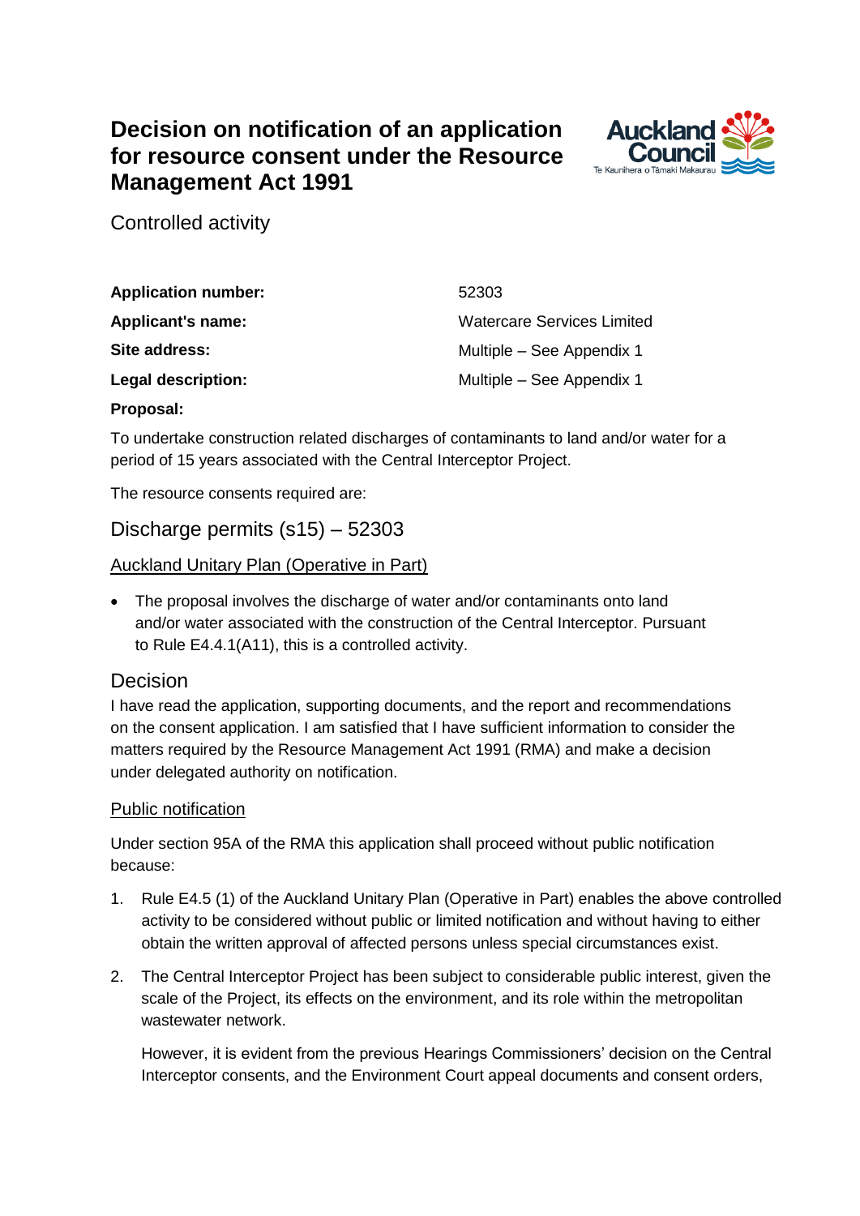# Decision on notification of an application for resource consent under the Resource Management Act 1991

Controlled activity

| | |
|---|---|
| **Application number:** | 52303 |
| **Applicant's name:** | Watercare Services Limited |
| **Site address:** | Multiple – See Appendix 1 |
| **Legal description:** | Multiple – See Appendix 1 |

**Proposal:**

To undertake construction related discharges of contaminants to land and/or water for a period of 15 years associated with the Central Interceptor Project.

The resource consents required are:

## Discharge permits (s15) – 52303

Auckland Unitary Plan (Operative in Part)

- The proposal involves the discharge of water and/or contaminants onto land and/or water associated with the construction of the Central Interceptor. Pursuant to Rule E4.4.1(A11), this is a controlled activity.

## Decision

I have read the application, supporting documents, and the report and recommendations on the consent application. I am satisfied that I have sufficient information to consider the matters required by the Resource Management Act 1991 (RMA) and make a decision under delegated authority on notification.

### Public notification

Under section 95A of the RMA this application shall proceed without public notification because:

1. Rule E4.5 (1) of the Auckland Unitary Plan (Operative in Part) enables the above controlled activity to be considered without public or limited notification and without having to either obtain the written approval of affected persons unless special circumstances exist.
2. The Central Interceptor Project has been subject to considerable public interest, given the scale of the Project, its effects on the environment, and its role within the metropolitan wastewater network.

   However, it is evident from the previous Hearings Commissioners' decision on the Central Interceptor consents, and the Environment Court appeal documents and consent orders,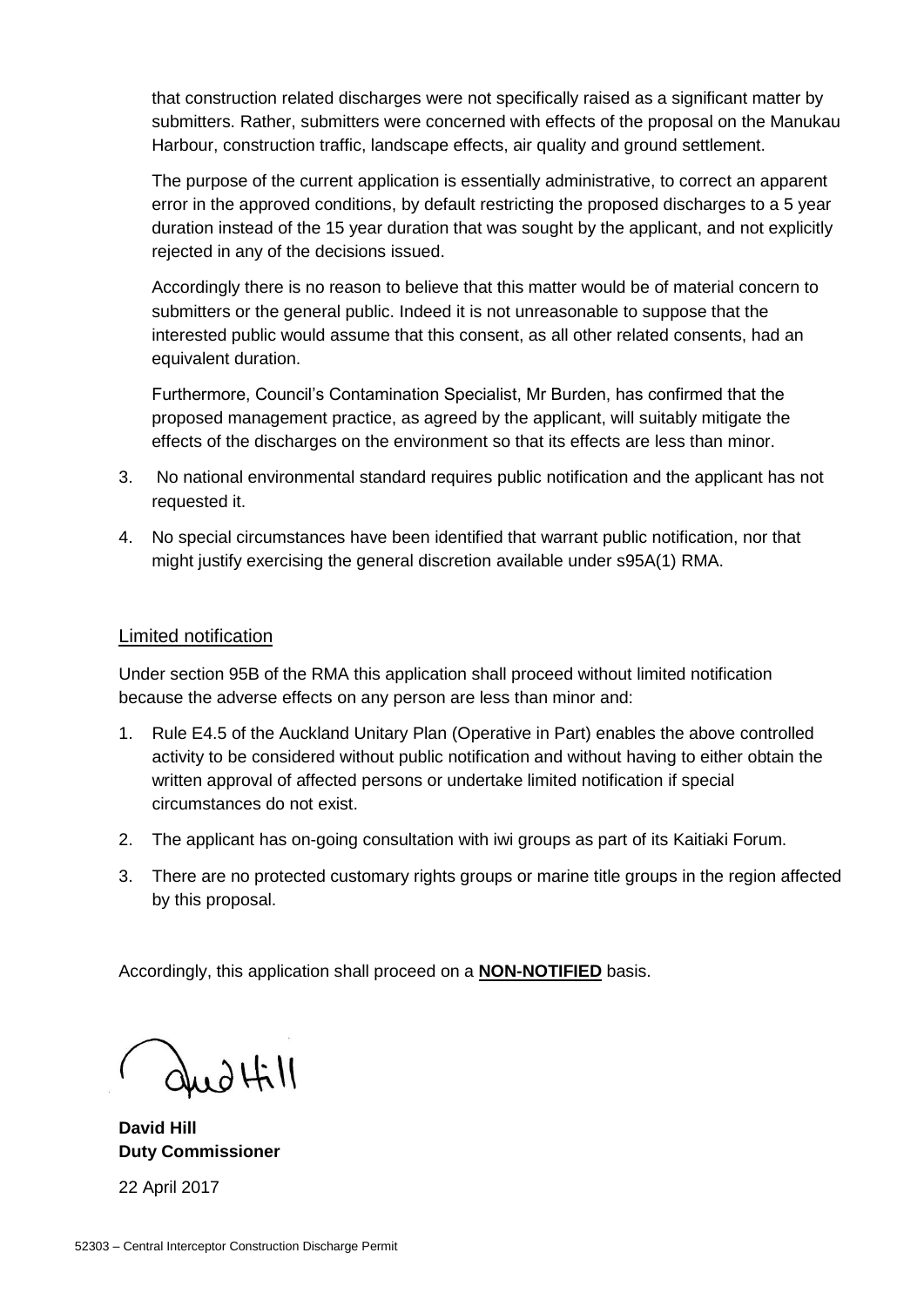that construction related discharges were not specifically raised as a significant matter by submitters. Rather, submitters were concerned with effects of the proposal on the Manukau Harbour, construction traffic, landscape effects, air quality and ground settlement.

The purpose of the current application is essentially administrative, to correct an apparent error in the approved conditions, by default restricting the proposed discharges to a 5 year duration instead of the 15 year duration that was sought by the applicant, and not explicitly rejected in any of the decisions issued.

Accordingly there is no reason to believe that this matter would be of material concern to submitters or the general public. Indeed it is not unreasonable to suppose that the interested public would assume that this consent, as all other related consents, had an equivalent duration.

Furthermore, Council's Contamination Specialist, Mr Burden, has confirmed that the proposed management practice, as agreed by the applicant, will suitably mitigate the effects of the discharges on the environment so that its effects are less than minor.

3. No national environmental standard requires public notification and the applicant has not requested it.
4. No special circumstances have been identified that warrant public notification, nor that might justify exercising the general discretion available under s95A(1) RMA.

## Limited notification

Under section 95B of the RMA this application shall proceed without limited notification because the adverse effects on any person are less than minor and:

1. Rule E4.5 of the Auckland Unitary Plan (Operative in Part) enables the above controlled activity to be considered without public notification and without having to either obtain the written approval of affected persons or undertake limited notification if special circumstances do not exist.
2. The applicant has on-going consultation with iwi groups as part of its Kaitiaki Forum.
3. There are no protected customary rights groups or marine title groups in the region affected by this proposal.

Accordingly, this application shall proceed on a **NON-NOTIFIED** basis.

**David Hill**
**Duty Commissioner**

22 April 2017

52303 – Central Interceptor Construction Discharge Permit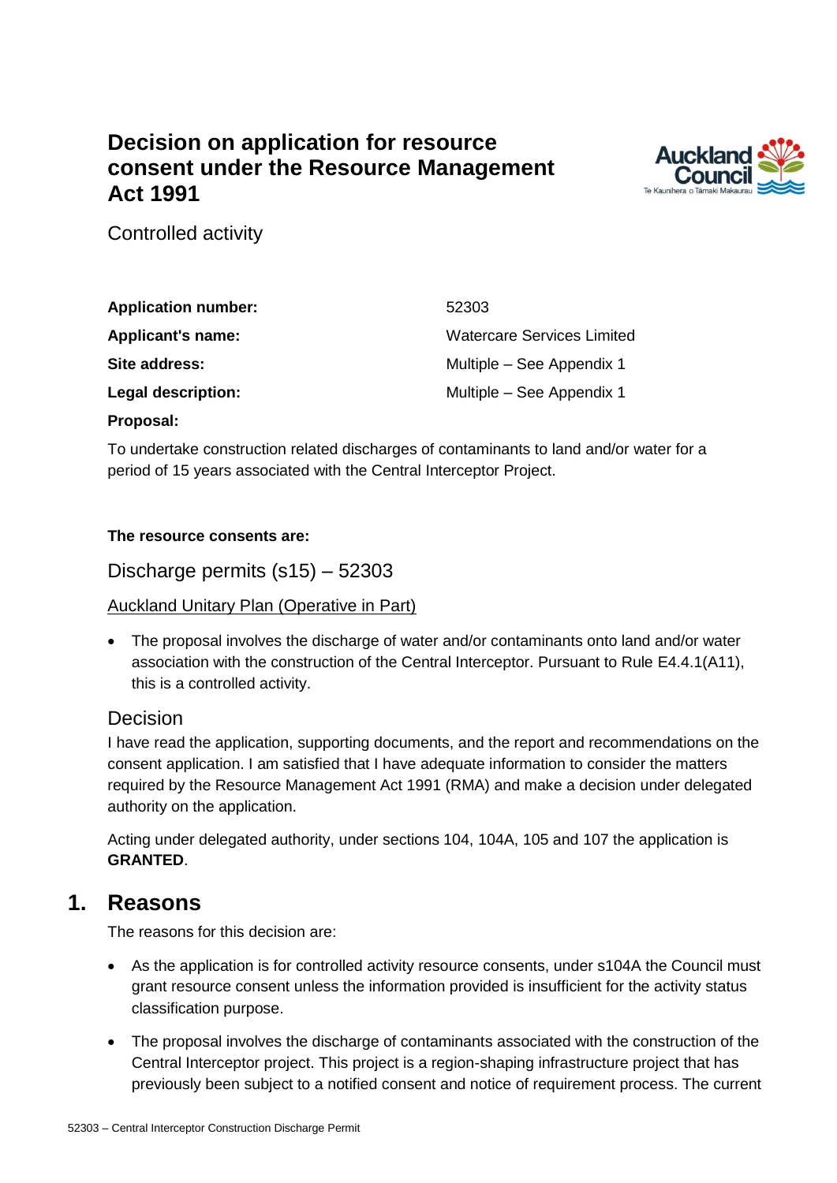# Decision on application for resource consent under the Resource Management Act 1991

Controlled activity

| | |
|---|---|
| **Application number:** | 52303 |
| **Applicant's name:** | Watercare Services Limited |
| **Site address:** | Multiple – See Appendix 1 |
| **Legal description:** | Multiple – See Appendix 1 |

**Proposal:**

To undertake construction related discharges of contaminants to land and/or water for a period of 15 years associated with the Central Interceptor Project.

**The resource consents are:**

Discharge permits (s15) – 52303

Auckland Unitary Plan (Operative in Part)

- The proposal involves the discharge of water and/or contaminants onto land and/or water association with the construction of the Central Interceptor. Pursuant to Rule E4.4.1(A11), this is a controlled activity.

## Decision

I have read the application, supporting documents, and the report and recommendations on the consent application. I am satisfied that I have adequate information to consider the matters required by the Resource Management Act 1991 (RMA) and make a decision under delegated authority on the application.

Acting under delegated authority, under sections 104, 104A, 105 and 107 the application is **GRANTED**.

## 1. Reasons

The reasons for this decision are:

- As the application is for controlled activity resource consents, under s104A the Council must grant resource consent unless the information provided is insufficient for the activity status classification purpose.
- The proposal involves the discharge of contaminants associated with the construction of the Central Interceptor project. This project is a region-shaping infrastructure project that has previously been subject to a notified consent and notice of requirement process. The current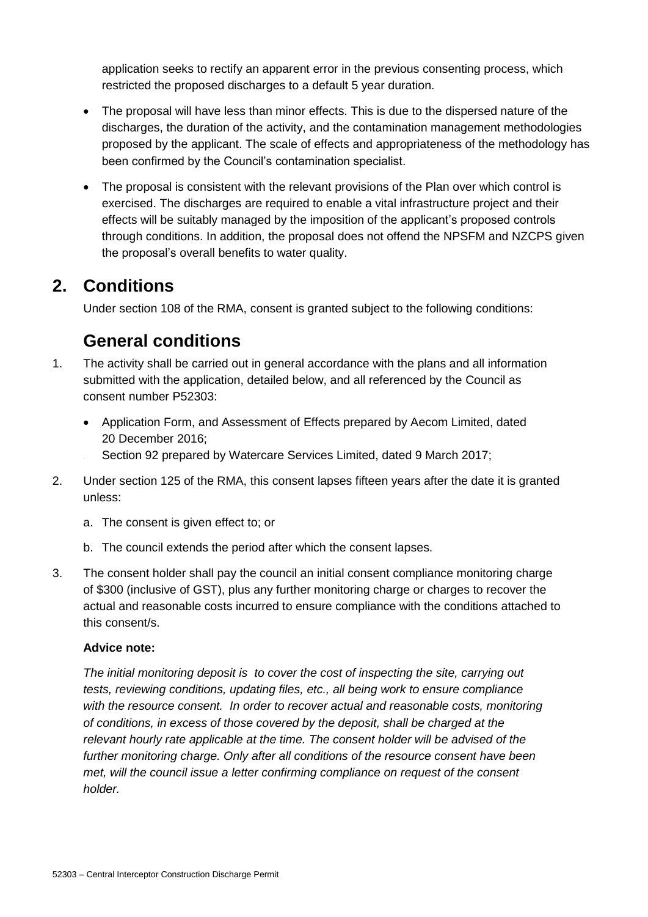application seeks to rectify an apparent error in the previous consenting process, which restricted the proposed discharges to a default 5 year duration.

- The proposal will have less than minor effects. This is due to the dispersed nature of the discharges, the duration of the activity, and the contamination management methodologies proposed by the applicant. The scale of effects and appropriateness of the methodology has been confirmed by the Council's contamination specialist.
- The proposal is consistent with the relevant provisions of the Plan over which control is exercised. The discharges are required to enable a vital infrastructure project and their effects will be suitably managed by the imposition of the applicant's proposed controls through conditions. In addition, the proposal does not offend the NPSFM and NZCPS given the proposal's overall benefits to water quality.

## 2. Conditions

Under section 108 of the RMA, consent is granted subject to the following conditions:

## General conditions

1. The activity shall be carried out in general accordance with the plans and all information submitted with the application, detailed below, and all referenced by the Council as consent number P52303:

   - Application Form, and Assessment of Effects prepared by Aecom Limited, dated 20 December 2016;
   - Section 92 prepared by Watercare Services Limited, dated 9 March 2017;

2. Under section 125 of the RMA, this consent lapses fifteen years after the date it is granted unless:

   a. The consent is given effect to; or

   b. The council extends the period after which the consent lapses.

3. The consent holder shall pay the council an initial consent compliance monitoring charge of $300 (inclusive of GST), plus any further monitoring charge or charges to recover the actual and reasonable costs incurred to ensure compliance with the conditions attached to this consent/s.

   **Advice note:**

   *The initial monitoring deposit is to cover the cost of inspecting the site, carrying out tests, reviewing conditions, updating files, etc., all being work to ensure compliance with the resource consent. In order to recover actual and reasonable costs, monitoring of conditions, in excess of those covered by the deposit, shall be charged at the relevant hourly rate applicable at the time. The consent holder will be advised of the further monitoring charge. Only after all conditions of the resource consent have been met, will the council issue a letter confirming compliance on request of the consent holder.*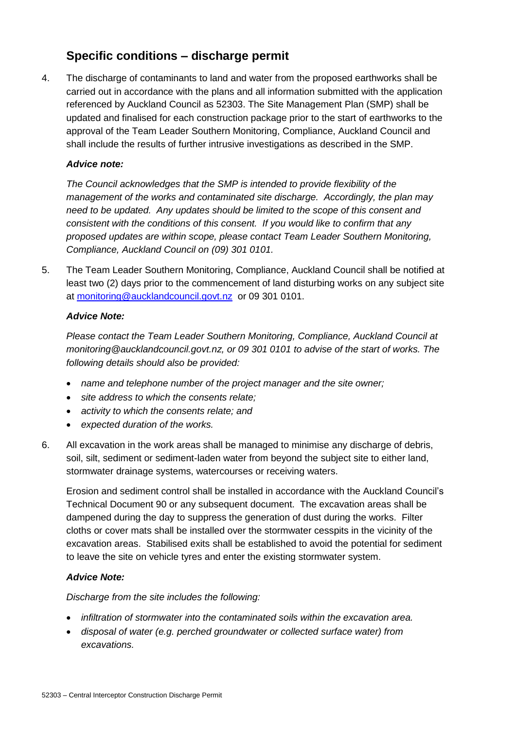## Specific conditions – discharge permit

4. The discharge of contaminants to land and water from the proposed earthworks shall be carried out in accordance with the plans and all information submitted with the application referenced by Auckland Council as 52303. The Site Management Plan (SMP) shall be updated and finalised for each construction package prior to the start of earthworks to the approval of the Team Leader Southern Monitoring, Compliance, Auckland Council and shall include the results of further intrusive investigations as described in the SMP.

   ***Advice note:***

   *The Council acknowledges that the SMP is intended to provide flexibility of the management of the works and contaminated site discharge. Accordingly, the plan may need to be updated. Any updates should be limited to the scope of this consent and consistent with the conditions of this consent. If you would like to confirm that any proposed updates are within scope, please contact Team Leader Southern Monitoring, Compliance, Auckland Council on (09) 301 0101.*

5. The Team Leader Southern Monitoring, Compliance, Auckland Council shall be notified at least two (2) days prior to the commencement of land disturbing works on any subject site at monitoring@aucklandcouncil.govt.nz or 09 301 0101.

   ***Advice Note:***

   *Please contact the Team Leader Southern Monitoring, Compliance, Auckland Council at monitoring@aucklandcouncil.govt.nz, or 09 301 0101 to advise of the start of works. The following details should also be provided:*

   - *name and telephone number of the project manager and the site owner;*
   - *site address to which the consents relate;*
   - *activity to which the consents relate; and*
   - *expected duration of the works.*

6. All excavation in the work areas shall be managed to minimise any discharge of debris, soil, silt, sediment or sediment-laden water from beyond the subject site to either land, stormwater drainage systems, watercourses or receiving waters.

   Erosion and sediment control shall be installed in accordance with the Auckland Council's Technical Document 90 or any subsequent document. The excavation areas shall be dampened during the day to suppress the generation of dust during the works. Filter cloths or cover mats shall be installed over the stormwater cesspits in the vicinity of the excavation areas. Stabilised exits shall be established to avoid the potential for sediment to leave the site on vehicle tyres and enter the existing stormwater system.

   ***Advice Note:***

   *Discharge from the site includes the following:*

   - *infiltration of stormwater into the contaminated soils within the excavation area.*
   - *disposal of water (e.g. perched groundwater or collected surface water) from excavations.*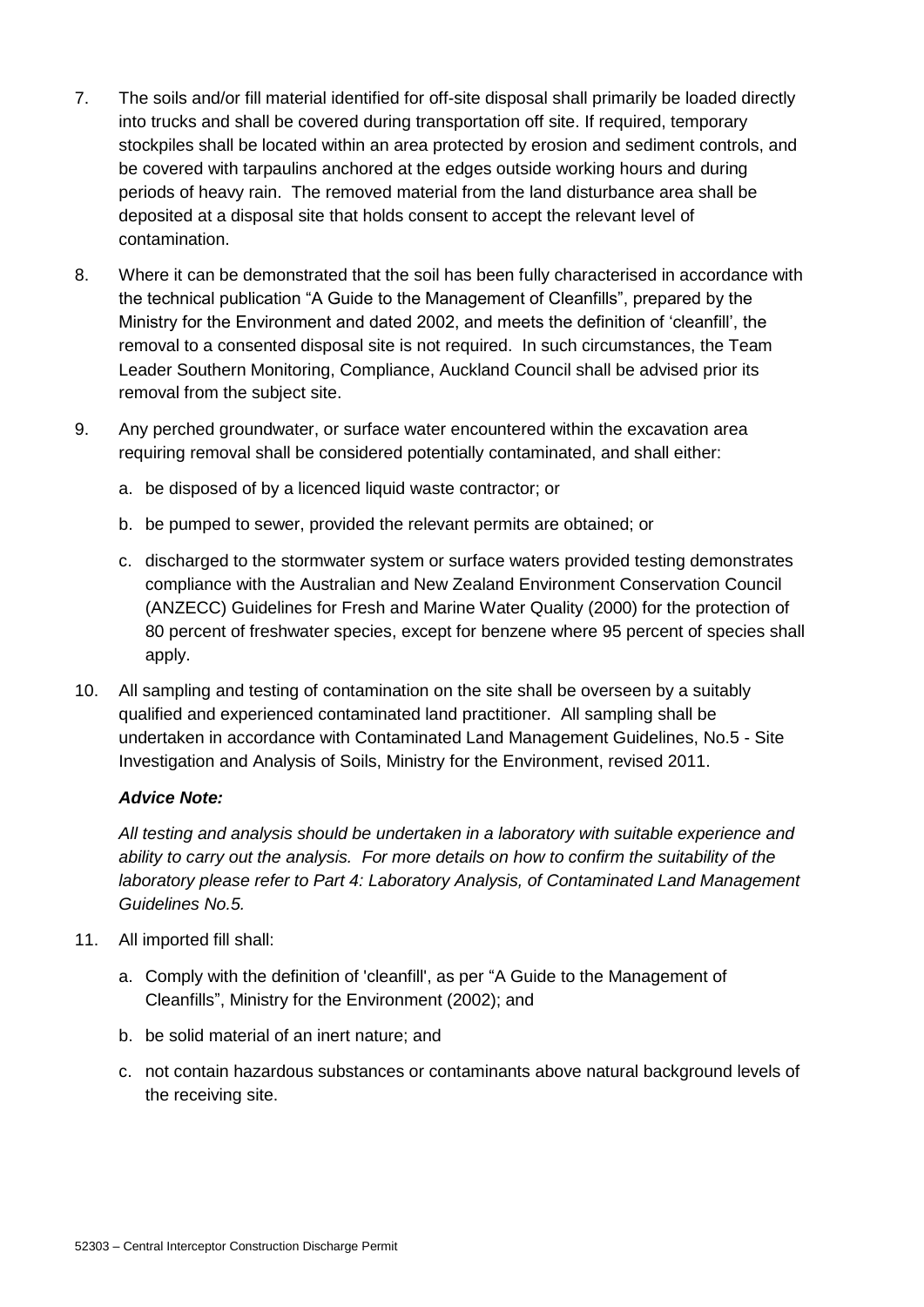7. The soils and/or fill material identified for off-site disposal shall primarily be loaded directly into trucks and shall be covered during transportation off site. If required, temporary stockpiles shall be located within an area protected by erosion and sediment controls, and be covered with tarpaulins anchored at the edges outside working hours and during periods of heavy rain. The removed material from the land disturbance area shall be deposited at a disposal site that holds consent to accept the relevant level of contamination.

8. Where it can be demonstrated that the soil has been fully characterised in accordance with the technical publication "A Guide to the Management of Cleanfills", prepared by the Ministry for the Environment and dated 2002, and meets the definition of 'cleanfill', the removal to a consented disposal site is not required. In such circumstances, the Team Leader Southern Monitoring, Compliance, Auckland Council shall be advised prior its removal from the subject site.

9. Any perched groundwater, or surface water encountered within the excavation area requiring removal shall be considered potentially contaminated, and shall either:

   a. be disposed of by a licenced liquid waste contractor; or

   b. be pumped to sewer, provided the relevant permits are obtained; or

   c. discharged to the stormwater system or surface waters provided testing demonstrates compliance with the Australian and New Zealand Environment Conservation Council (ANZECC) Guidelines for Fresh and Marine Water Quality (2000) for the protection of 80 percent of freshwater species, except for benzene where 95 percent of species shall apply.

10. All sampling and testing of contamination on the site shall be overseen by a suitably qualified and experienced contaminated land practitioner. All sampling shall be undertaken in accordance with Contaminated Land Management Guidelines, No.5 - Site Investigation and Analysis of Soils, Ministry for the Environment, revised 2011.

    ***Advice Note:***

    *All testing and analysis should be undertaken in a laboratory with suitable experience and ability to carry out the analysis. For more details on how to confirm the suitability of the laboratory please refer to Part 4: Laboratory Analysis, of Contaminated Land Management Guidelines No.5.*

11. All imported fill shall:

    a. Comply with the definition of 'cleanfill', as per "A Guide to the Management of Cleanfills", Ministry for the Environment (2002); and

    b. be solid material of an inert nature; and

    c. not contain hazardous substances or contaminants above natural background levels of the receiving site.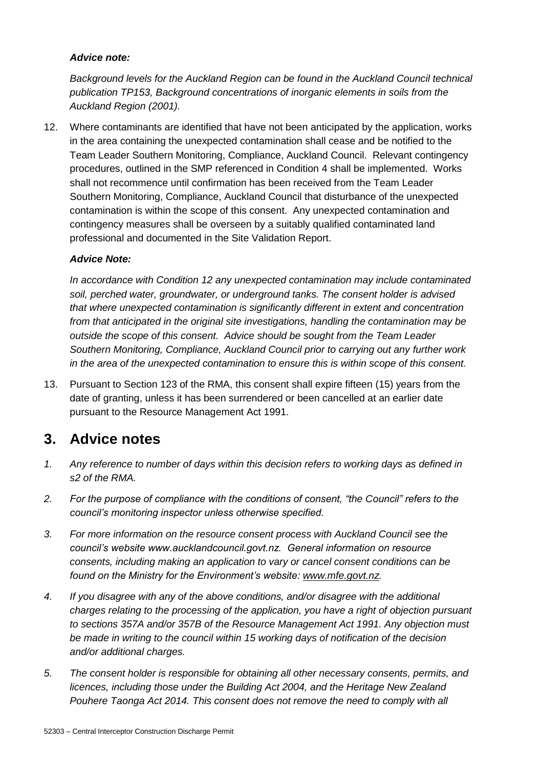***Advice note:***

*Background levels for the Auckland Region can be found in the Auckland Council technical publication TP153, Background concentrations of inorganic elements in soils from the Auckland Region (2001).*

12. Where contaminants are identified that have not been anticipated by the application, works in the area containing the unexpected contamination shall cease and be notified to the Team Leader Southern Monitoring, Compliance, Auckland Council. Relevant contingency procedures, outlined in the SMP referenced in Condition 4 shall be implemented. Works shall not recommence until confirmation has been received from the Team Leader Southern Monitoring, Compliance, Auckland Council that disturbance of the unexpected contamination is within the scope of this consent. Any unexpected contamination and contingency measures shall be overseen by a suitably qualified contaminated land professional and documented in the Site Validation Report.

***Advice Note:***

*In accordance with Condition 12 any unexpected contamination may include contaminated soil, perched water, groundwater, or underground tanks. The consent holder is advised that where unexpected contamination is significantly different in extent and concentration from that anticipated in the original site investigations, handling the contamination may be outside the scope of this consent. Advice should be sought from the Team Leader Southern Monitoring, Compliance, Auckland Council prior to carrying out any further work in the area of the unexpected contamination to ensure this is within scope of this consent.*

13. Pursuant to Section 123 of the RMA, this consent shall expire fifteen (15) years from the date of granting, unless it has been surrendered or been cancelled at an earlier date pursuant to the Resource Management Act 1991.

# 3. Advice notes

1. *Any reference to number of days within this decision refers to working days as defined in s2 of the RMA.*
2. *For the purpose of compliance with the conditions of consent, "the Council" refers to the council's monitoring inspector unless otherwise specified.*
3. *For more information on the resource consent process with Auckland Council see the council's website www.aucklandcouncil.govt.nz. General information on resource consents, including making an application to vary or cancel consent conditions can be found on the Ministry for the Environment's website: www.mfe.govt.nz.*
4. *If you disagree with any of the above conditions, and/or disagree with the additional charges relating to the processing of the application, you have a right of objection pursuant to sections 357A and/or 357B of the Resource Management Act 1991. Any objection must be made in writing to the council within 15 working days of notification of the decision and/or additional charges.*
5. *The consent holder is responsible for obtaining all other necessary consents, permits, and licences, including those under the Building Act 2004, and the Heritage New Zealand Pouhere Taonga Act 2014. This consent does not remove the need to comply with all*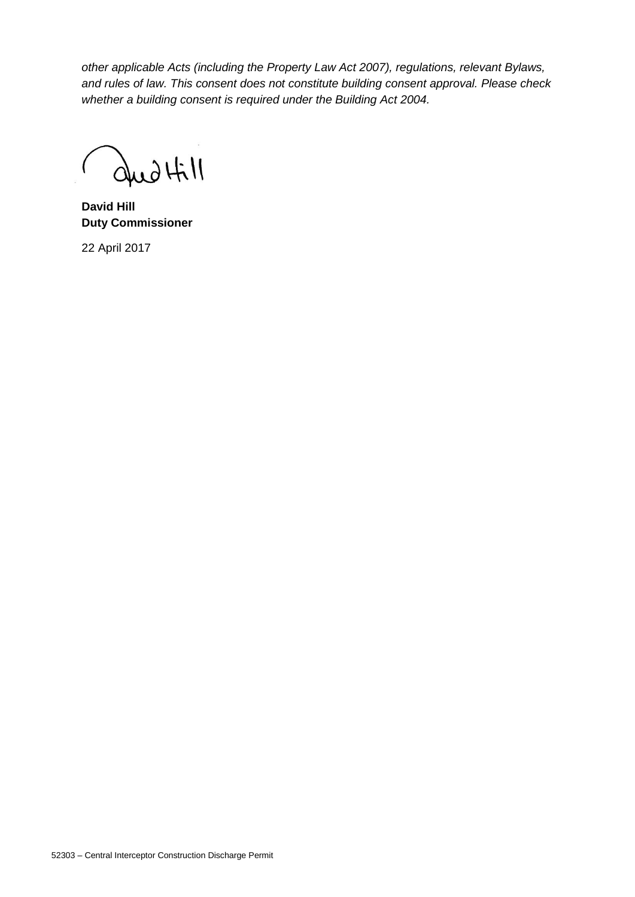*other applicable Acts (including the Property Law Act 2007), regulations, relevant Bylaws, and rules of law. This consent does not constitute building consent approval. Please check whether a building consent is required under the Building Act 2004.*

**David Hill**
**Duty Commissioner**

22 April 2017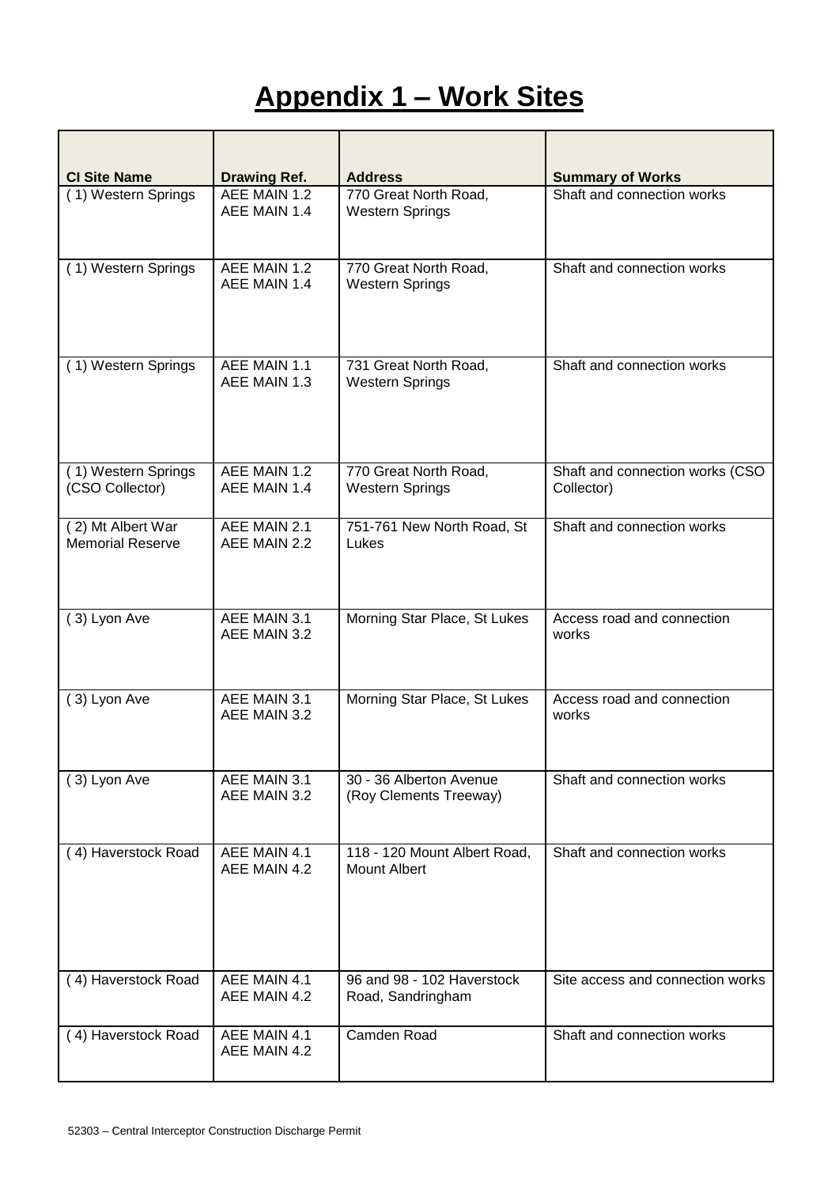# Appendix 1 – Work Sites

| CI Site Name | Drawing Ref. | Address | Summary of Works |
|---|---|---|---|
| ( 1) Western Springs | AEE MAIN 1.2<br>AEE MAIN 1.4 | 770 Great North Road, Western Springs | Shaft and connection works |
| ( 1) Western Springs | AEE MAIN 1.2<br>AEE MAIN 1.4 | 770 Great North Road, Western Springs | Shaft and connection works |
| ( 1) Western Springs | AEE MAIN 1.1<br>AEE MAIN 1.3 | 731 Great North Road, Western Springs | Shaft and connection works |
| ( 1) Western Springs (CSO Collector) | AEE MAIN 1.2<br>AEE MAIN 1.4 | 770 Great North Road, Western Springs | Shaft and connection works (CSO Collector) |
| ( 2) Mt Albert War Memorial Reserve | AEE MAIN 2.1<br>AEE MAIN 2.2 | 751-761 New North Road, St Lukes | Shaft and connection works |
| ( 3) Lyon Ave | AEE MAIN 3.1<br>AEE MAIN 3.2 | Morning Star Place, St Lukes | Access road and connection works |
| ( 3) Lyon Ave | AEE MAIN 3.1<br>AEE MAIN 3.2 | Morning Star Place, St Lukes | Access road and connection works |
| ( 3) Lyon Ave | AEE MAIN 3.1<br>AEE MAIN 3.2 | 30 - 36 Alberton Avenue (Roy Clements Treeway) | Shaft and connection works |
| ( 4) Haverstock Road | AEE MAIN 4.1<br>AEE MAIN 4.2 | 118 - 120 Mount Albert Road, Mount Albert | Shaft and connection works |
| ( 4) Haverstock Road | AEE MAIN 4.1<br>AEE MAIN 4.2 | 96 and 98 - 102 Haverstock Road, Sandringham | Site access and connection works |
| ( 4) Haverstock Road | AEE MAIN 4.1<br>AEE MAIN 4.2 | Camden Road | Shaft and connection works |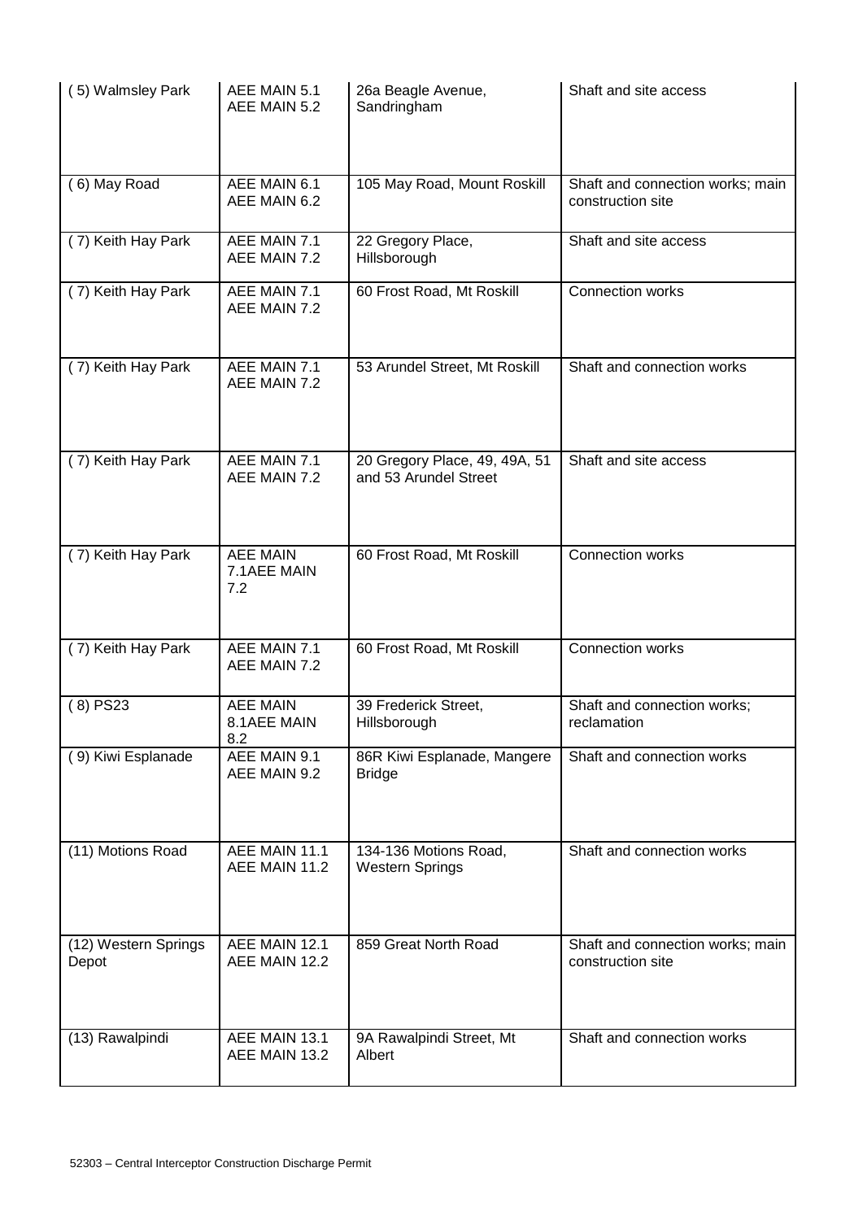| ( 5) Walmsley Park | AEE MAIN 5.1 AEE MAIN 5.2 | 26a Beagle Avenue, Sandringham | Shaft and site access |
|---|---|---|---|
| ( 6) May Road | AEE MAIN 6.1 AEE MAIN 6.2 | 105 May Road, Mount Roskill | Shaft and connection works; main construction site |
| ( 7) Keith Hay Park | AEE MAIN 7.1 AEE MAIN 7.2 | 22 Gregory Place, Hillsborough | Shaft and site access |
| ( 7) Keith Hay Park | AEE MAIN 7.1 AEE MAIN 7.2 | 60 Frost Road, Mt Roskill | Connection works |
| ( 7) Keith Hay Park | AEE MAIN 7.1 AEE MAIN 7.2 | 53 Arundel Street, Mt Roskill | Shaft and connection works |
| ( 7) Keith Hay Park | AEE MAIN 7.1 AEE MAIN 7.2 | 20 Gregory Place, 49, 49A, 51 and 53 Arundel Street | Shaft and site access |
| ( 7) Keith Hay Park | AEE MAIN 7.1AEE MAIN 7.2 | 60 Frost Road, Mt Roskill | Connection works |
| ( 7) Keith Hay Park | AEE MAIN 7.1 AEE MAIN 7.2 | 60 Frost Road, Mt Roskill | Connection works |
| ( 8) PS23 | AEE MAIN 8.1AEE MAIN 8.2 | 39 Frederick Street, Hillsborough | Shaft and connection works; reclamation |
| ( 9) Kiwi Esplanade | AEE MAIN 9.1 AEE MAIN 9.2 | 86R Kiwi Esplanade, Mangere Bridge | Shaft and connection works |
| (11) Motions Road | AEE MAIN 11.1 AEE MAIN 11.2 | 134-136 Motions Road, Western Springs | Shaft and connection works |
| (12) Western Springs Depot | AEE MAIN 12.1 AEE MAIN 12.2 | 859 Great North Road | Shaft and connection works; main construction site |
| (13) Rawalpindi | AEE MAIN 13.1 AEE MAIN 13.2 | 9A Rawalpindi Street, Mt Albert | Shaft and connection works |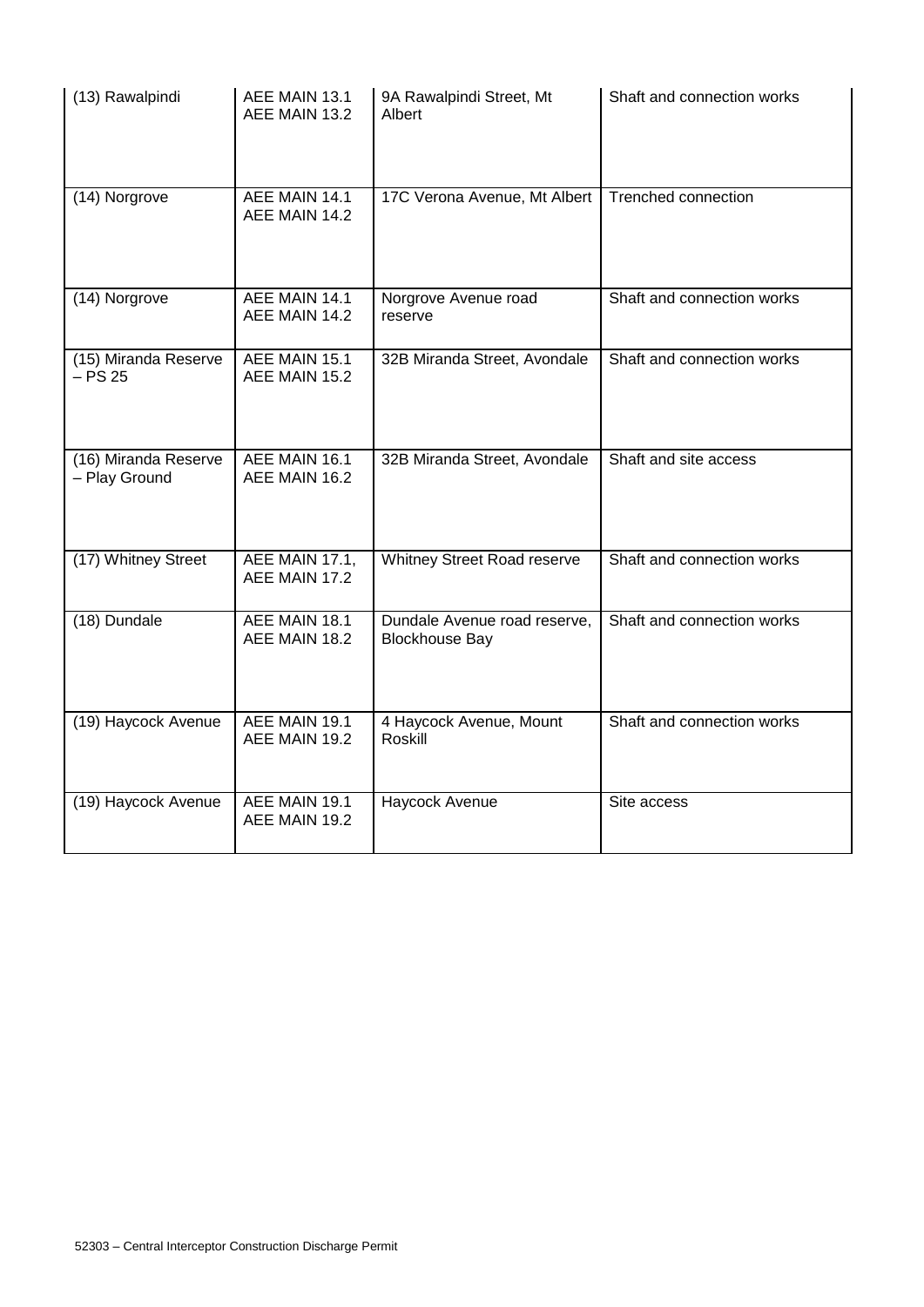| | | | |
|---|---|---|---|
| (13) Rawalpindi | AEE MAIN 13.1<br>AEE MAIN 13.2 | 9A Rawalpindi Street, Mt Albert | Shaft and connection works |
| (14) Norgrove | AEE MAIN 14.1<br>AEE MAIN 14.2 | 17C Verona Avenue, Mt Albert | Trenched connection |
| (14) Norgrove | AEE MAIN 14.1<br>AEE MAIN 14.2 | Norgrove Avenue road reserve | Shaft and connection works |
| (15) Miranda Reserve – PS 25 | AEE MAIN 15.1<br>AEE MAIN 15.2 | 32B Miranda Street, Avondale | Shaft and connection works |
| (16) Miranda Reserve – Play Ground | AEE MAIN 16.1<br>AEE MAIN 16.2 | 32B Miranda Street, Avondale | Shaft and site access |
| (17) Whitney Street | AEE MAIN 17.1,<br>AEE MAIN 17.2 | Whitney Street Road reserve | Shaft and connection works |
| (18) Dundale | AEE MAIN 18.1<br>AEE MAIN 18.2 | Dundale Avenue road reserve, Blockhouse Bay | Shaft and connection works |
| (19) Haycock Avenue | AEE MAIN 19.1<br>AEE MAIN 19.2 | 4 Haycock Avenue, Mount Roskill | Shaft and connection works |
| (19) Haycock Avenue | AEE MAIN 19.1<br>AEE MAIN 19.2 | Haycock Avenue | Site access |